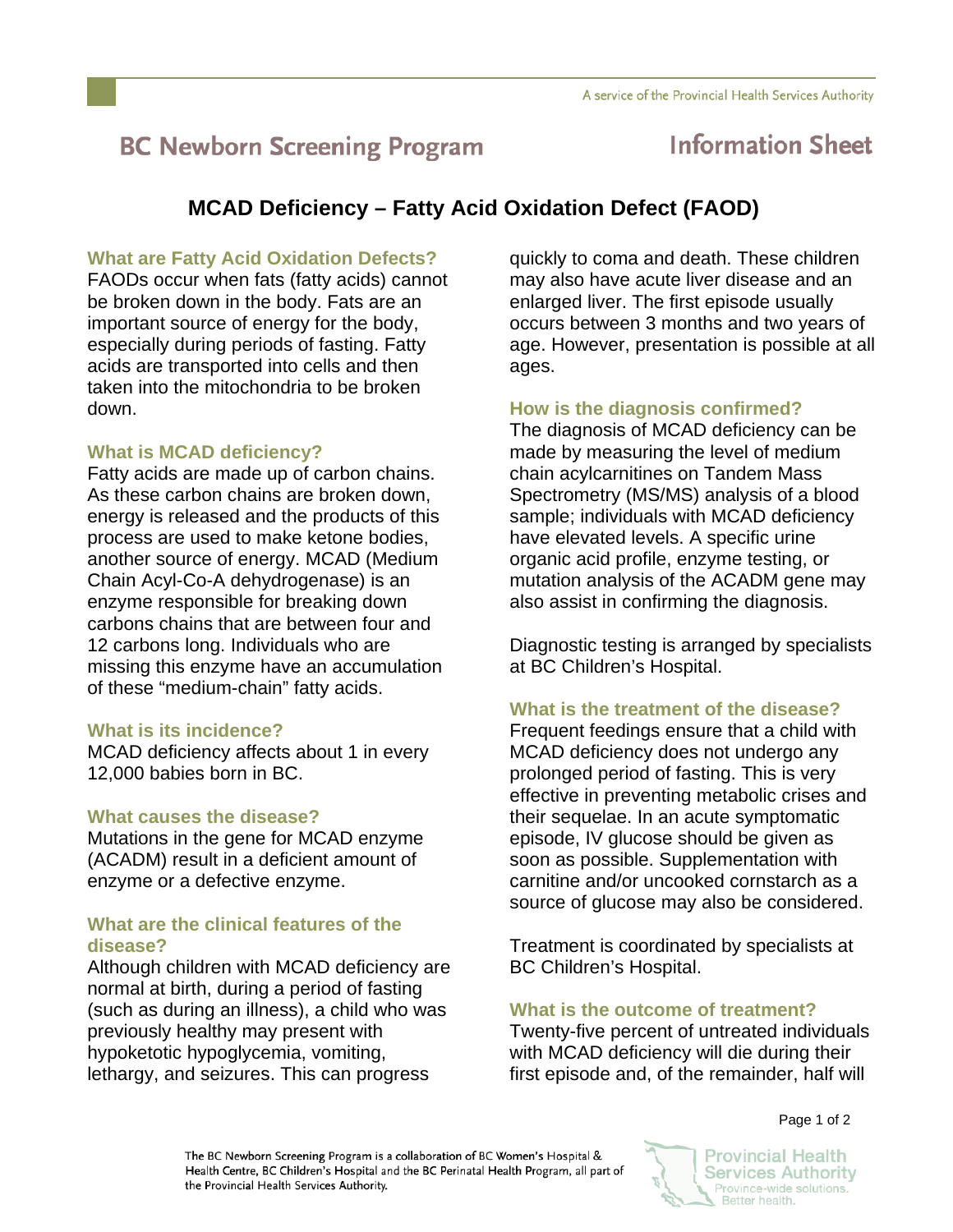# BC Newborn Screening Program — Information Sheet

## MCAD Deficiency – Fatty Acid Oxidation Defect (FAOD)

### What are Fatty Acid Oxidation Defects?

FAODs occur when fats (fatty acids) cannot be broken down in the body. Fats are an important source of energy for the body, especially during periods of fasting. Fatty acids are transported into cells and then taken into the mitochondria to be broken down.

### What is MCAD deficiency?

Fatty acids are made up of carbon chains. As these carbon chains are broken down, energy is released and the products of this process are used to make ketone bodies, another source of energy. MCAD (Medium Chain Acyl-Co-A dehydrogenase) is an enzyme responsible for breaking down carbons chains that are between four and 12 carbons long. Individuals who are missing this enzyme have an accumulation of these "medium-chain" fatty acids.

### What is its incidence?

MCAD deficiency affects about 1 in every 12,000 babies born in BC.

### What causes the disease?

Mutations in the gene for MCAD enzyme (ACADM) result in a deficient amount of enzyme or a defective enzyme.

### What are the clinical features of the disease?

Although children with MCAD deficiency are normal at birth, during a period of fasting (such as during an illness), a child who was previously healthy may present with hypoketotic hypoglycemia, vomiting, lethargy, and seizures. This can progress quickly to coma and death. These children may also have acute liver disease and an enlarged liver. The first episode usually occurs between 3 months and two years of age. However, presentation is possible at all ages.

### How is the diagnosis confirmed?

The diagnosis of MCAD deficiency can be made by measuring the level of medium chain acylcarnitines on Tandem Mass Spectrometry (MS/MS) analysis of a blood sample; individuals with MCAD deficiency have elevated levels. A specific urine organic acid profile, enzyme testing, or mutation analysis of the ACADM gene may also assist in confirming the diagnosis.

Diagnostic testing is arranged by specialists at BC Children's Hospital.

### What is the treatment of the disease?

Frequent feedings ensure that a child with MCAD deficiency does not undergo any prolonged period of fasting. This is very effective in preventing metabolic crises and their sequelae. In an acute symptomatic episode, IV glucose should be given as soon as possible. Supplementation with carnitine and/or uncooked cornstarch as a source of glucose may also be considered.

Treatment is coordinated by specialists at BC Children's Hospital.

### What is the outcome of treatment?

Twenty-five percent of untreated individuals with MCAD deficiency will die during their first episode and, of the remainder, half will

The BC Newborn Screening Program is a collaboration of BC Women's Hospital & Health Centre, BC Children's Hospital and the BC Perinatal Health Program, all part of the Provincial Health Services Authority.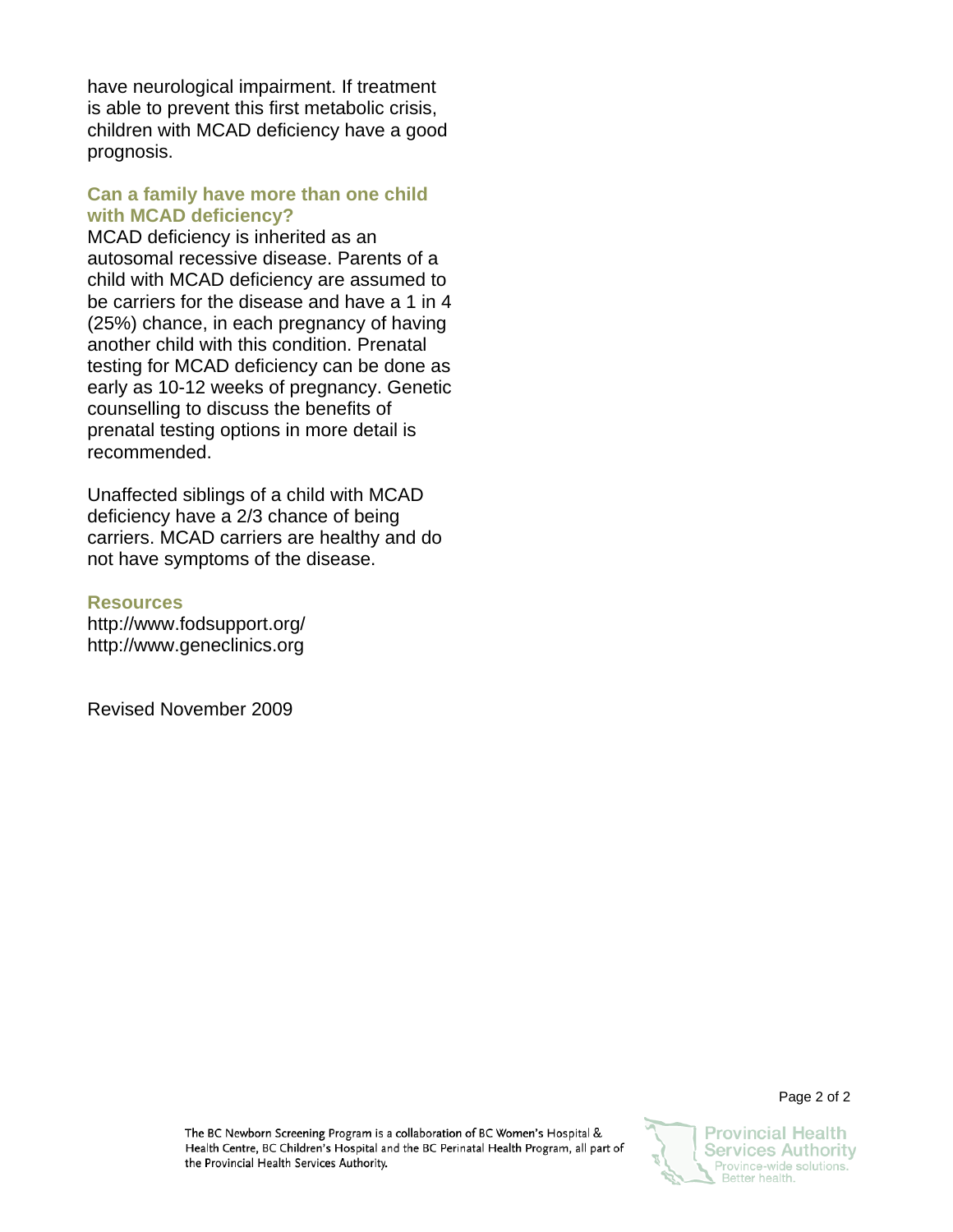have neurological impairment. If treatment is able to prevent this first metabolic crisis, children with MCAD deficiency have a good prognosis.

## Can a family have more than one child with MCAD deficiency?

MCAD deficiency is inherited as an autosomal recessive disease. Parents of a child with MCAD deficiency are assumed to be carriers for the disease and have a 1 in 4 (25%) chance, in each pregnancy of having another child with this condition. Prenatal testing for MCAD deficiency can be done as early as 10-12 weeks of pregnancy. Genetic counselling to discuss the benefits of prenatal testing options in more detail is recommended.

Unaffected siblings of a child with MCAD deficiency have a 2/3 chance of being carriers. MCAD carriers are healthy and do not have symptoms of the disease.

## Resources

http://www.fodsupport.org/
http://www.geneclinics.org

Revised November 2009

The BC Newborn Screening Program is a collaboration of BC Women's Hospital & Health Centre, BC Children's Hospital and the BC Perinatal Health Program, all part of the Provincial Health Services Authority.

Provincial Health Services Authority
Province-wide solutions. Better health.